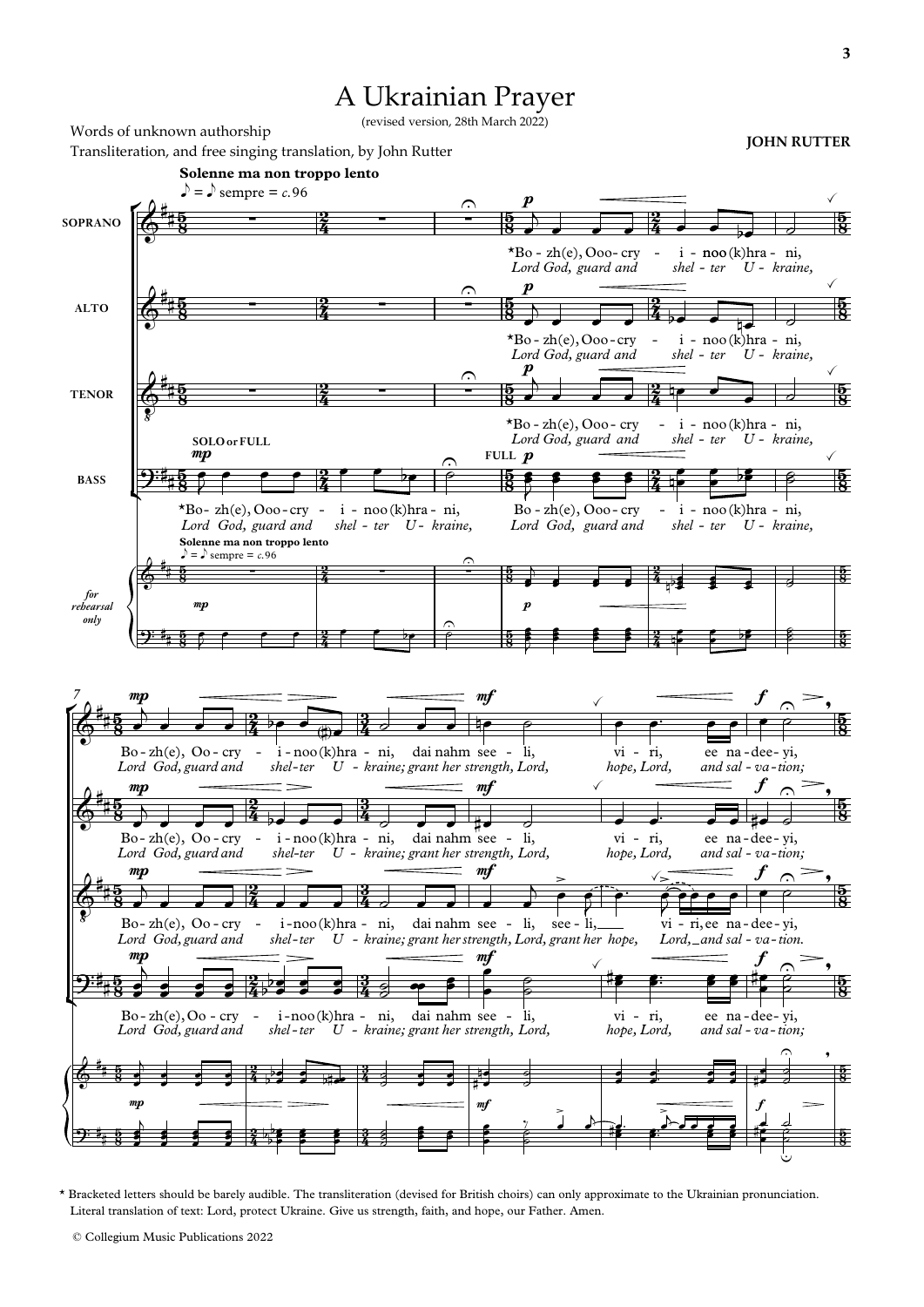# A Ukrainian Prayer

(revised version, 28th March 2022)

Words of unknown authorship
Transliteration, and free singing translation, by John Rutter

**JOHN RUTTER**

**Solenne ma non troppo lento**
♪ = ♪ sempre = *c.*96

*Bo - zh(e), Ooo - cry - i - noo (k)hra - ni,
*Lord God, guard and shel - ter U - kraine,*

Bo - zh(e), Oo - cry - i - noo (k)hra - ni, dai nahm see - li, vi - ri, ee na - dee - yi,
*Lord God, guard and shel - ter U - kraine; grant her strength, Lord, hope, Lord, and sal - va - tion;*

\* Bracketed letters should be barely audible. The transliteration (devised for British choirs) can only approximate to the Ukrainian pronunciation. Literal translation of text: Lord, protect Ukraine. Give us strength, faith, and hope, our Father. Amen.

© Collegium Music Publications 2022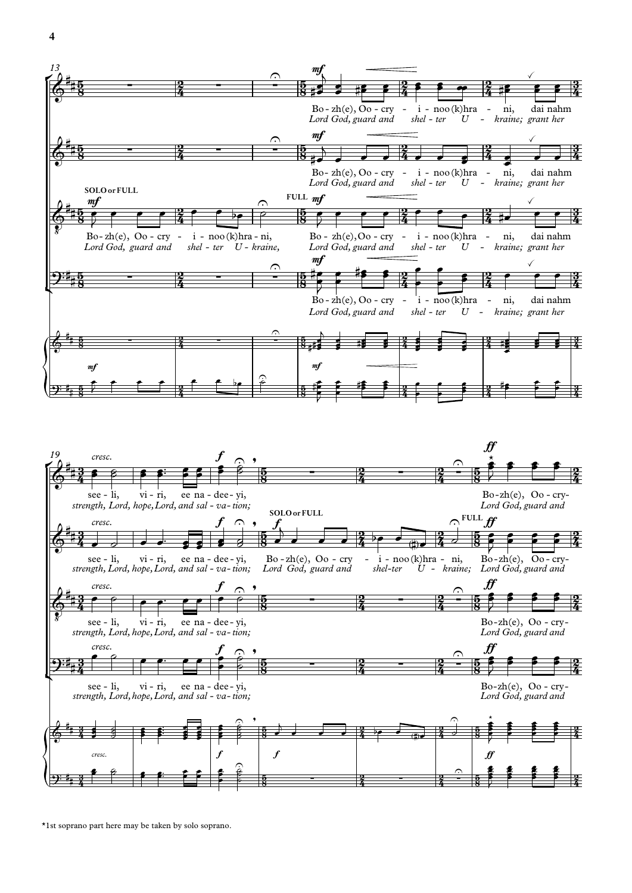*1st soprano part here may be taken by solo soprano.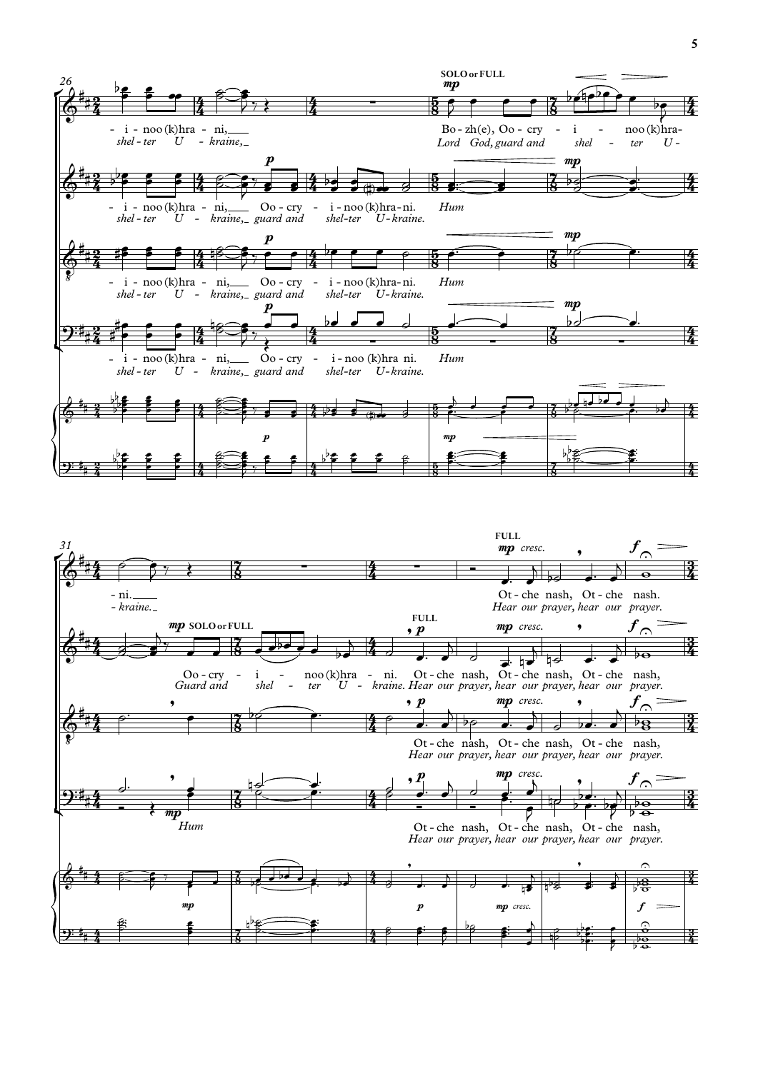26

SOLO or FULL *mp*

- i - noo (k)hra - ni, Bo - zh(e), Oo - cry - i - noo (k)hra-
*shel - ter U - kraine, Lord God, guard and shel - ter U -*

- i - noo (k)hra - ni, Oo - cry - i - noo (k)hra - ni. Hum
*shel - ter U - kraine, guard and shel-ter U-kraine.*

- i - noo (k)hra - ni, Oo - cry - i - noo (k)hra - ni. Hum
*shel - ter U - kraine, guard and shel-ter U-kraine.*

- i - noo (k)hra - ni, Oo - cry - i - noo (k)hra ni. Hum
*shel - ter U - kraine, guard and shel-ter U-kraine.*

31

FULL *mp cresc.* *f*

- ni. Ot - che nash, Ot - che nash.
*- kraine. Hear our prayer, hear our prayer.*

*mp* SOLO or FULL — FULL *p* — *mp cresc.* — *f*

Oo - cry - i - noo (k)hra - ni. Ot - che nash, Ot - che nash, Ot - che nash,
*Guard and shel - ter U - kraine. Hear our prayer, hear our prayer, hear our prayer.*

*p* — *mp cresc.* — *f*

Ot - che nash, Ot - che nash, Ot - che nash,
*Hear our prayer, hear our prayer, hear our prayer.*

*mp* Hum — *p* — *mp cresc.* — *f*

Ot - che nash, Ot - che nash, Ot - che nash,
*Hear our prayer, hear our prayer, hear our prayer.*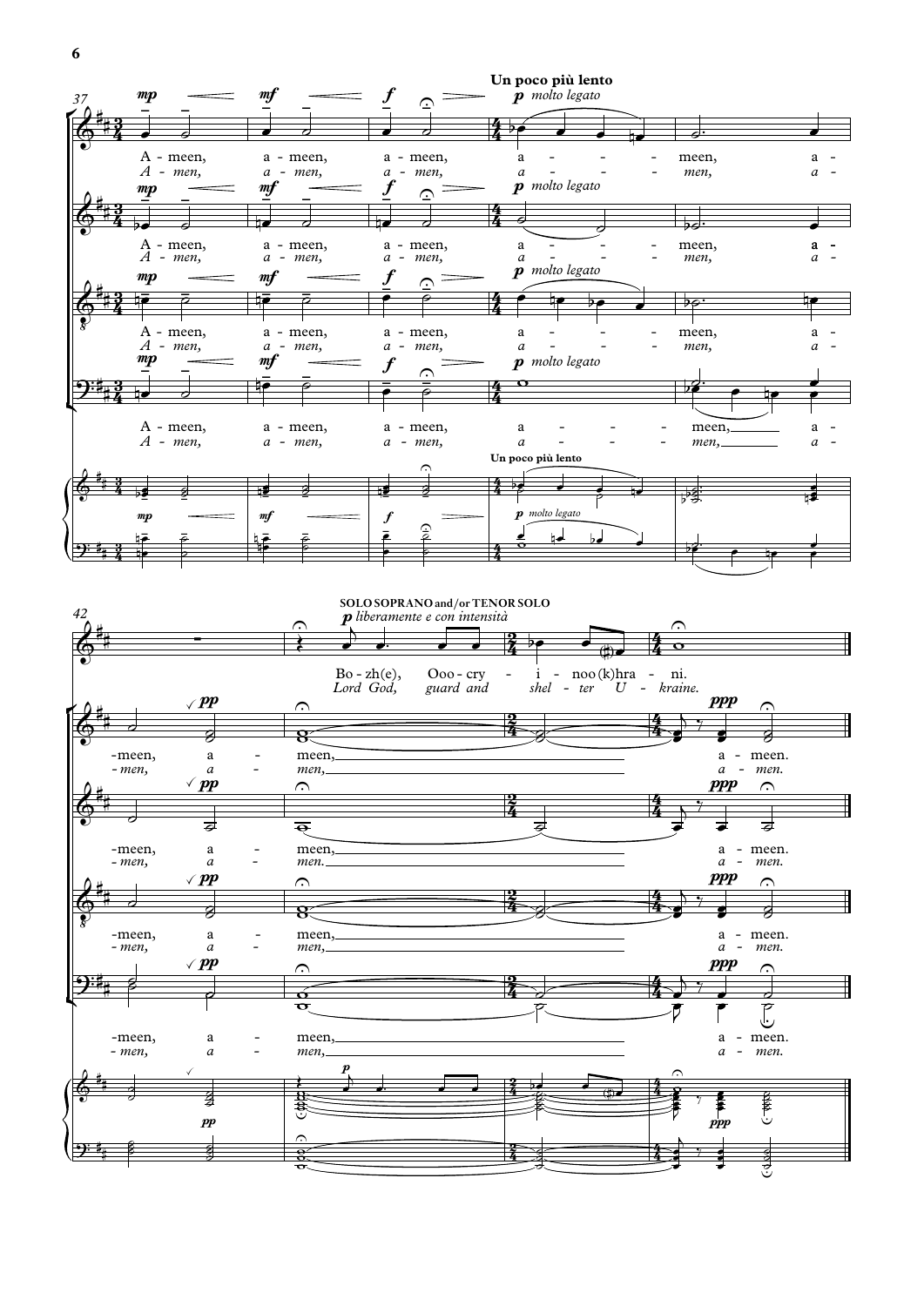Un poco più lento

*p molto legato*

A - meen, a - meen, a - meen, a - - - - meen, a -
*A - men, a - men, a - men, a - - - - men, a -*

SOLO SOPRANO and/or TENOR SOLO

*p liberamente e con intensità*

Bo - zh(e), Ooo - cry - i - noo (k)hra - ni.
*Lord God, guard and shel - ter U - kraine.*

-meen, a - meen, a - meen.
*- men, a - men, a - men.*